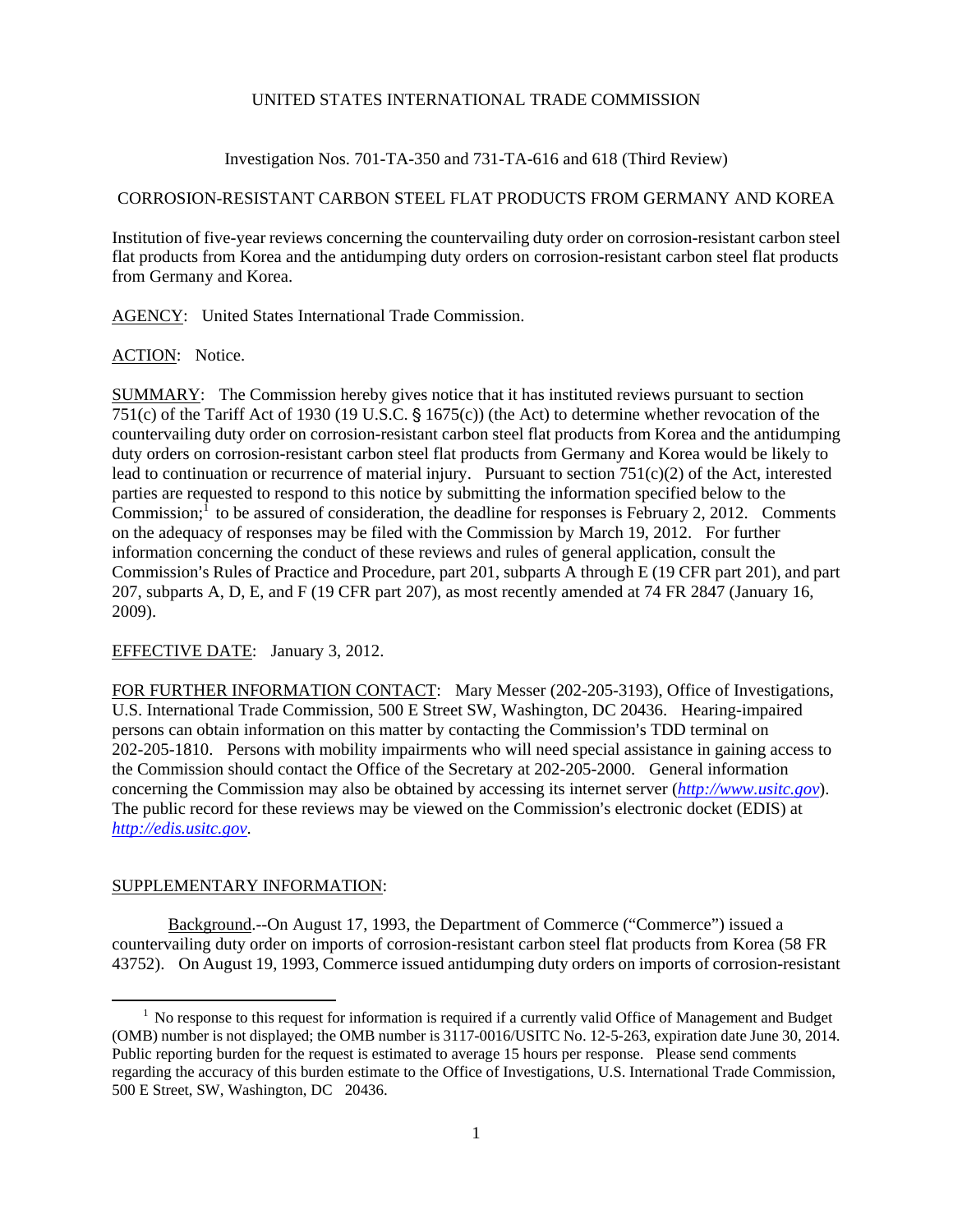UNITED STATES INTERNATIONAL TRADE COMMISSION

Investigation Nos. 701-TA-350 and 731-TA-616 and 618 (Third Review)

CORROSION-RESISTANT CARBON STEEL FLAT PRODUCTS FROM GERMANY AND KOREA

Institution of five-year reviews concerning the countervailing duty order on corrosion-resistant carbon steel flat products from Korea and the antidumping duty orders on corrosion-resistant carbon steel flat products from Germany and Korea.

AGENCY: United States International Trade Commission.

ACTION: Notice.

SUMMARY: The Commission hereby gives notice that it has instituted reviews pursuant to section 751(c) of the Tariff Act of 1930 (19 U.S.C. § 1675(c)) (the Act) to determine whether revocation of the countervailing duty order on corrosion-resistant carbon steel flat products from Korea and the antidumping duty orders on corrosion-resistant carbon steel flat products from Germany and Korea would be likely to lead to continuation or recurrence of material injury. Pursuant to section 751(c)(2) of the Act, interested parties are requested to respond to this notice by submitting the information specified below to the Commission;[1] to be assured of consideration, the deadline for responses is February 2, 2012. Comments on the adequacy of responses may be filed with the Commission by March 19, 2012. For further information concerning the conduct of these reviews and rules of general application, consult the Commission's Rules of Practice and Procedure, part 201, subparts A through E (19 CFR part 201), and part 207, subparts A, D, E, and F (19 CFR part 207), as most recently amended at 74 FR 2847 (January 16, 2009).

EFFECTIVE DATE: January 3, 2012.

FOR FURTHER INFORMATION CONTACT: Mary Messer (202-205-3193), Office of Investigations, U.S. International Trade Commission, 500 E Street SW, Washington, DC 20436. Hearing-impaired persons can obtain information on this matter by contacting the Commission's TDD terminal on 202-205-1810. Persons with mobility impairments who will need special assistance in gaining access to the Commission should contact the Office of the Secretary at 202-205-2000. General information concerning the Commission may also be obtained by accessing its internet server (*http://www.usitc.gov*). The public record for these reviews may be viewed on the Commission's electronic docket (EDIS) at *http://edis.usitc.gov*.

SUPPLEMENTARY INFORMATION:

Background.--On August 17, 1993, the Department of Commerce ("Commerce") issued a countervailing duty order on imports of corrosion-resistant carbon steel flat products from Korea (58 FR 43752). On August 19, 1993, Commerce issued antidumping duty orders on imports of corrosion-resistant

[1] No response to this request for information is required if a currently valid Office of Management and Budget (OMB) number is not displayed; the OMB number is 3117-0016/USITC No. 12-5-263, expiration date June 30, 2014. Public reporting burden for the request is estimated to average 15 hours per response. Please send comments regarding the accuracy of this burden estimate to the Office of Investigations, U.S. International Trade Commission, 500 E Street, SW, Washington, DC 20436.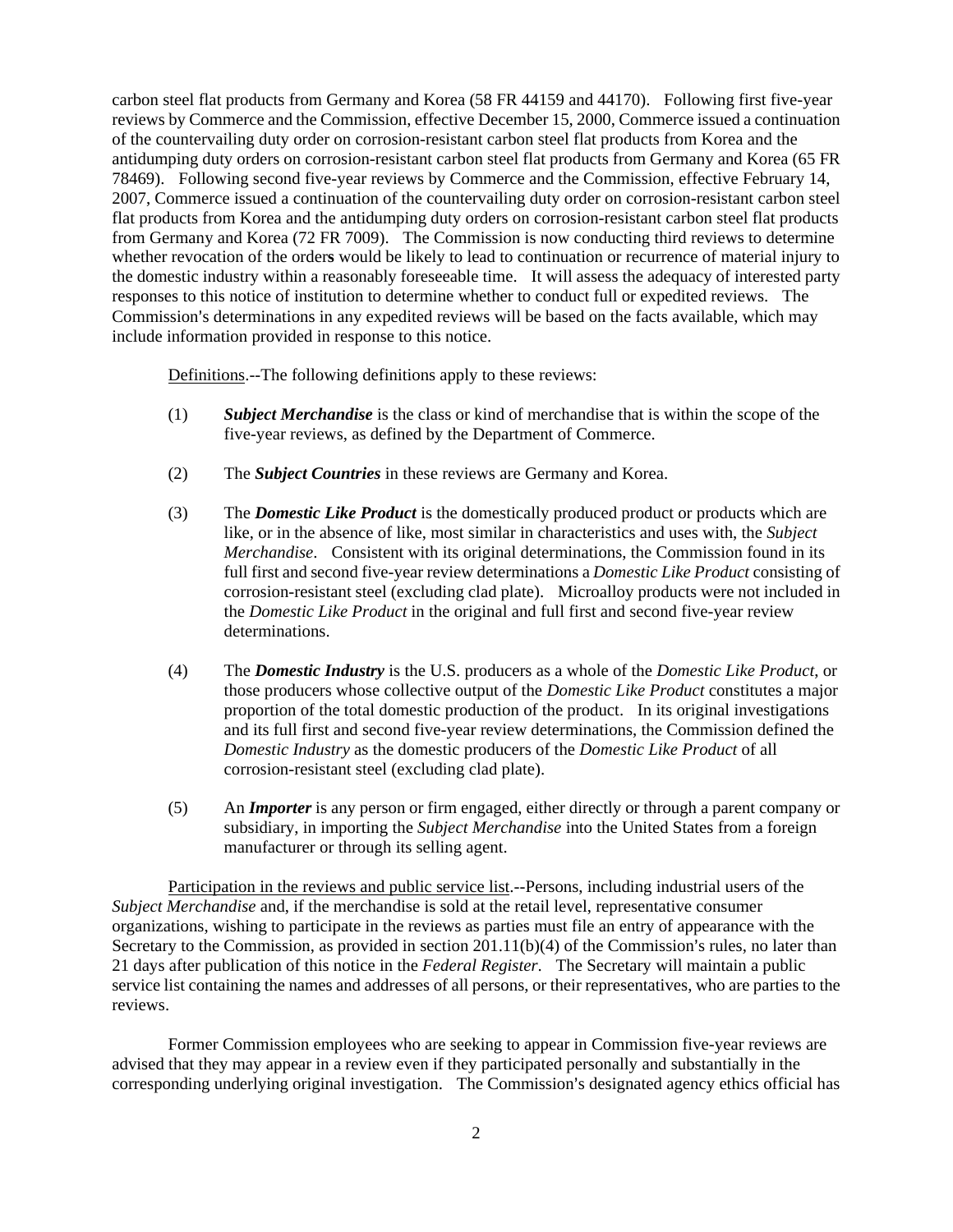carbon steel flat products from Germany and Korea (58 FR 44159 and 44170). Following first five-year reviews by Commerce and the Commission, effective December 15, 2000, Commerce issued a continuation of the countervailing duty order on corrosion-resistant carbon steel flat products from Korea and the antidumping duty orders on corrosion-resistant carbon steel flat products from Germany and Korea (65 FR 78469). Following second five-year reviews by Commerce and the Commission, effective February 14, 2007, Commerce issued a continuation of the countervailing duty order on corrosion-resistant carbon steel flat products from Korea and the antidumping duty orders on corrosion-resistant carbon steel flat products from Germany and Korea (72 FR 7009). The Commission is now conducting third reviews to determine whether revocation of the orders would be likely to lead to continuation or recurrence of material injury to the domestic industry within a reasonably foreseeable time. It will assess the adequacy of interested party responses to this notice of institution to determine whether to conduct full or expedited reviews. The Commission's determinations in any expedited reviews will be based on the facts available, which may include information provided in response to this notice.

Definitions.--The following definitions apply to these reviews:

(1) ***Subject Merchandise*** is the class or kind of merchandise that is within the scope of the five-year reviews, as defined by the Department of Commerce.

(2) The ***Subject Countries*** in these reviews are Germany and Korea.

(3) The ***Domestic Like Product*** is the domestically produced product or products which are like, or in the absence of like, most similar in characteristics and uses with, the *Subject Merchandise*. Consistent with its original determinations, the Commission found in its full first and second five-year review determinations a *Domestic Like Product* consisting of corrosion-resistant steel (excluding clad plate). Microalloy products were not included in the *Domestic Like Product* in the original and full first and second five-year review determinations.

(4) The ***Domestic Industry*** is the U.S. producers as a whole of the *Domestic Like Product*, or those producers whose collective output of the *Domestic Like Product* constitutes a major proportion of the total domestic production of the product. In its original investigations and its full first and second five-year review determinations, the Commission defined the *Domestic Industry* as the domestic producers of the *Domestic Like Product* of all corrosion-resistant steel (excluding clad plate).

(5) An ***Importer*** is any person or firm engaged, either directly or through a parent company or subsidiary, in importing the *Subject Merchandise* into the United States from a foreign manufacturer or through its selling agent.

Participation in the reviews and public service list.--Persons, including industrial users of the *Subject Merchandise* and, if the merchandise is sold at the retail level, representative consumer organizations, wishing to participate in the reviews as parties must file an entry of appearance with the Secretary to the Commission, as provided in section 201.11(b)(4) of the Commission's rules, no later than 21 days after publication of this notice in the *Federal Register*. The Secretary will maintain a public service list containing the names and addresses of all persons, or their representatives, who are parties to the reviews.

Former Commission employees who are seeking to appear in Commission five-year reviews are advised that they may appear in a review even if they participated personally and substantially in the corresponding underlying original investigation. The Commission's designated agency ethics official has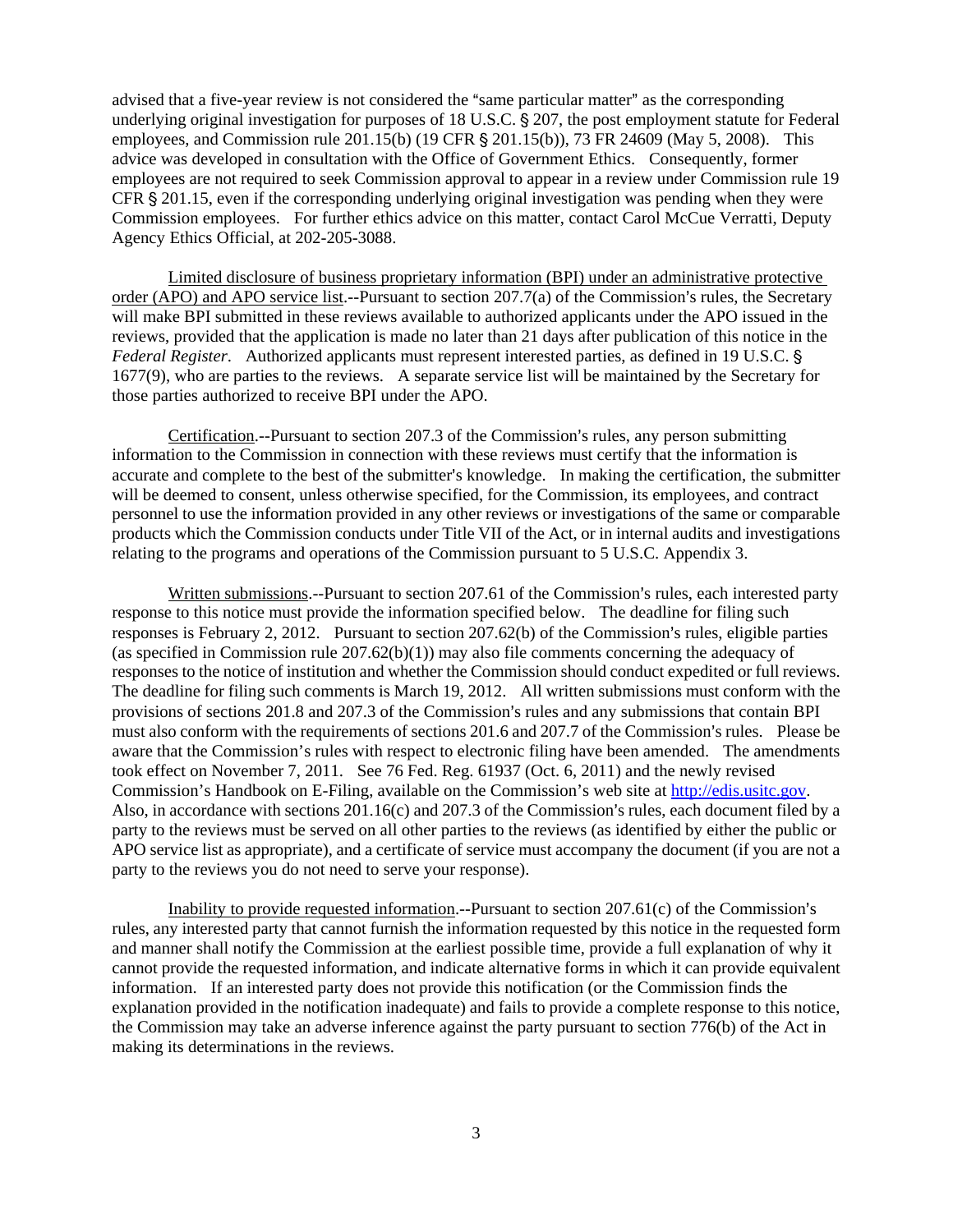advised that a five-year review is not considered the "same particular matter" as the corresponding underlying original investigation for purposes of 18 U.S.C. § 207, the post employment statute for Federal employees, and Commission rule 201.15(b) (19 CFR § 201.15(b)), 73 FR 24609 (May 5, 2008). This advice was developed in consultation with the Office of Government Ethics. Consequently, former employees are not required to seek Commission approval to appear in a review under Commission rule 19 CFR § 201.15, even if the corresponding underlying original investigation was pending when they were Commission employees. For further ethics advice on this matter, contact Carol McCue Verratti, Deputy Agency Ethics Official, at 202-205-3088.

Limited disclosure of business proprietary information (BPI) under an administrative protective order (APO) and APO service list.--Pursuant to section 207.7(a) of the Commission's rules, the Secretary will make BPI submitted in these reviews available to authorized applicants under the APO issued in the reviews, provided that the application is made no later than 21 days after publication of this notice in the *Federal Register*. Authorized applicants must represent interested parties, as defined in 19 U.S.C. § 1677(9), who are parties to the reviews. A separate service list will be maintained by the Secretary for those parties authorized to receive BPI under the APO.

Certification.--Pursuant to section 207.3 of the Commission's rules, any person submitting information to the Commission in connection with these reviews must certify that the information is accurate and complete to the best of the submitter's knowledge. In making the certification, the submitter will be deemed to consent, unless otherwise specified, for the Commission, its employees, and contract personnel to use the information provided in any other reviews or investigations of the same or comparable products which the Commission conducts under Title VII of the Act, or in internal audits and investigations relating to the programs and operations of the Commission pursuant to 5 U.S.C. Appendix 3.

Written submissions.--Pursuant to section 207.61 of the Commission's rules, each interested party response to this notice must provide the information specified below. The deadline for filing such responses is February 2, 2012. Pursuant to section 207.62(b) of the Commission's rules, eligible parties (as specified in Commission rule 207.62(b)(1)) may also file comments concerning the adequacy of responses to the notice of institution and whether the Commission should conduct expedited or full reviews. The deadline for filing such comments is March 19, 2012. All written submissions must conform with the provisions of sections 201.8 and 207.3 of the Commission's rules and any submissions that contain BPI must also conform with the requirements of sections 201.6 and 207.7 of the Commission's rules. Please be aware that the Commission's rules with respect to electronic filing have been amended. The amendments took effect on November 7, 2011. See 76 Fed. Reg. 61937 (Oct. 6, 2011) and the newly revised Commission's Handbook on E-Filing, available on the Commission's web site at http://edis.usitc.gov. Also, in accordance with sections 201.16(c) and 207.3 of the Commission's rules, each document filed by a party to the reviews must be served on all other parties to the reviews (as identified by either the public or APO service list as appropriate), and a certificate of service must accompany the document (if you are not a party to the reviews you do not need to serve your response).

Inability to provide requested information.--Pursuant to section 207.61(c) of the Commission's rules, any interested party that cannot furnish the information requested by this notice in the requested form and manner shall notify the Commission at the earliest possible time, provide a full explanation of why it cannot provide the requested information, and indicate alternative forms in which it can provide equivalent information. If an interested party does not provide this notification (or the Commission finds the explanation provided in the notification inadequate) and fails to provide a complete response to this notice, the Commission may take an adverse inference against the party pursuant to section 776(b) of the Act in making its determinations in the reviews.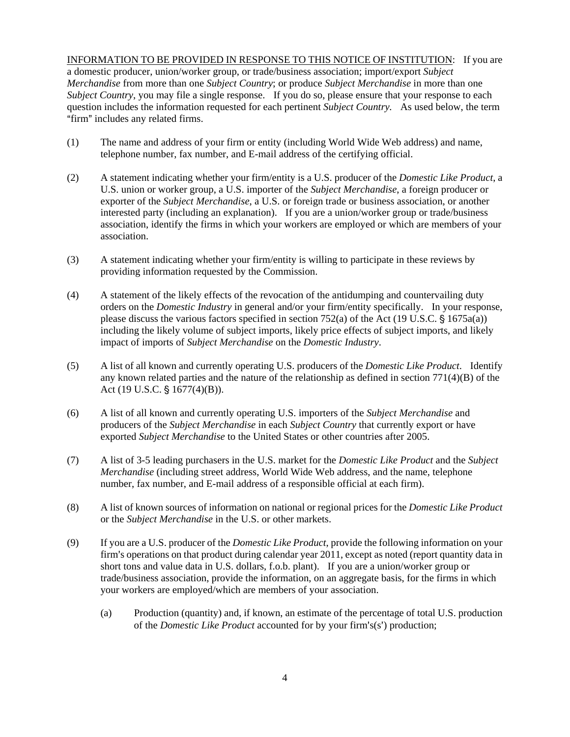<u>INFORMATION TO BE PROVIDED IN RESPONSE TO THIS NOTICE OF INSTITUTION</u>: If you are a domestic producer, union/worker group, or trade/business association; import/export *Subject Merchandise* from more than one *Subject Country*; or produce *Subject Merchandise* in more than one *Subject Country*, you may file a single response. If you do so, please ensure that your response to each question includes the information requested for each pertinent *Subject Country*. As used below, the term "firm" includes any related firms.

(1) The name and address of your firm or entity (including World Wide Web address) and name, telephone number, fax number, and E-mail address of the certifying official.

(2) A statement indicating whether your firm/entity is a U.S. producer of the *Domestic Like Product*, a U.S. union or worker group, a U.S. importer of the *Subject Merchandise*, a foreign producer or exporter of the *Subject Merchandise*, a U.S. or foreign trade or business association, or another interested party (including an explanation). If you are a union/worker group or trade/business association, identify the firms in which your workers are employed or which are members of your association.

(3) A statement indicating whether your firm/entity is willing to participate in these reviews by providing information requested by the Commission.

(4) A statement of the likely effects of the revocation of the antidumping and countervailing duty orders on the *Domestic Industry* in general and/or your firm/entity specifically. In your response, please discuss the various factors specified in section 752(a) of the Act (19 U.S.C. § 1675a(a)) including the likely volume of subject imports, likely price effects of subject imports, and likely impact of imports of *Subject Merchandise* on the *Domestic Industry*.

(5) A list of all known and currently operating U.S. producers of the *Domestic Like Product*. Identify any known related parties and the nature of the relationship as defined in section 771(4)(B) of the Act (19 U.S.C. § 1677(4)(B)).

(6) A list of all known and currently operating U.S. importers of the *Subject Merchandise* and producers of the *Subject Merchandise* in each *Subject Country* that currently export or have exported *Subject Merchandise* to the United States or other countries after 2005.

(7) A list of 3-5 leading purchasers in the U.S. market for the *Domestic Like Product* and the *Subject Merchandise* (including street address, World Wide Web address, and the name, telephone number, fax number, and E-mail address of a responsible official at each firm).

(8) A list of known sources of information on national or regional prices for the *Domestic Like Product* or the *Subject Merchandise* in the U.S. or other markets.

(9) If you are a U.S. producer of the *Domestic Like Product*, provide the following information on your firm's operations on that product during calendar year 2011, except as noted (report quantity data in short tons and value data in U.S. dollars, f.o.b. plant). If you are a union/worker group or trade/business association, provide the information, on an aggregate basis, for the firms in which your workers are employed/which are members of your association.

  (a) Production (quantity) and, if known, an estimate of the percentage of total U.S. production of the *Domestic Like Product* accounted for by your firm's(s') production;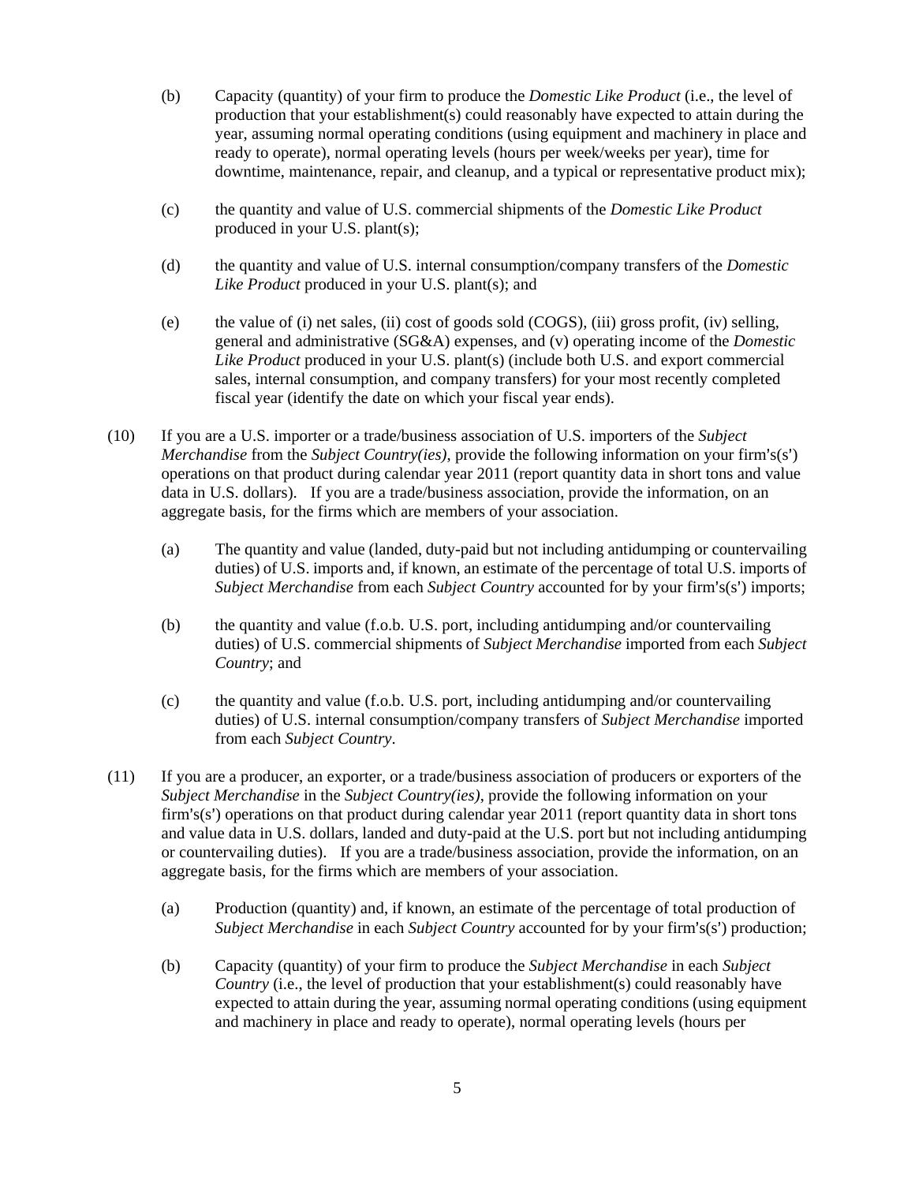(b) Capacity (quantity) of your firm to produce the *Domestic Like Product* (i.e., the level of production that your establishment(s) could reasonably have expected to attain during the year, assuming normal operating conditions (using equipment and machinery in place and ready to operate), normal operating levels (hours per week/weeks per year), time for downtime, maintenance, repair, and cleanup, and a typical or representative product mix);

(c) the quantity and value of U.S. commercial shipments of the *Domestic Like Product* produced in your U.S. plant(s);

(d) the quantity and value of U.S. internal consumption/company transfers of the *Domestic Like Product* produced in your U.S. plant(s); and

(e) the value of (i) net sales, (ii) cost of goods sold (COGS), (iii) gross profit, (iv) selling, general and administrative (SG&A) expenses, and (v) operating income of the *Domestic Like Product* produced in your U.S. plant(s) (include both U.S. and export commercial sales, internal consumption, and company transfers) for your most recently completed fiscal year (identify the date on which your fiscal year ends).

(10) If you are a U.S. importer or a trade/business association of U.S. importers of the *Subject Merchandise* from the *Subject Country(ies)*, provide the following information on your firm's(s') operations on that product during calendar year 2011 (report quantity data in short tons and value data in U.S. dollars). If you are a trade/business association, provide the information, on an aggregate basis, for the firms which are members of your association.

(a) The quantity and value (landed, duty-paid but not including antidumping or countervailing duties) of U.S. imports and, if known, an estimate of the percentage of total U.S. imports of *Subject Merchandise* from each *Subject Country* accounted for by your firm's(s') imports;

(b) the quantity and value (f.o.b. U.S. port, including antidumping and/or countervailing duties) of U.S. commercial shipments of *Subject Merchandise* imported from each *Subject Country*; and

(c) the quantity and value (f.o.b. U.S. port, including antidumping and/or countervailing duties) of U.S. internal consumption/company transfers of *Subject Merchandise* imported from each *Subject Country*.

(11) If you are a producer, an exporter, or a trade/business association of producers or exporters of the *Subject Merchandise* in the *Subject Country(ies)*, provide the following information on your firm's(s') operations on that product during calendar year 2011 (report quantity data in short tons and value data in U.S. dollars, landed and duty-paid at the U.S. port but not including antidumping or countervailing duties). If you are a trade/business association, provide the information, on an aggregate basis, for the firms which are members of your association.

(a) Production (quantity) and, if known, an estimate of the percentage of total production of *Subject Merchandise* in each *Subject Country* accounted for by your firm's(s') production;

(b) Capacity (quantity) of your firm to produce the *Subject Merchandise* in each *Subject Country* (i.e., the level of production that your establishment(s) could reasonably have expected to attain during the year, assuming normal operating conditions (using equipment and machinery in place and ready to operate), normal operating levels (hours per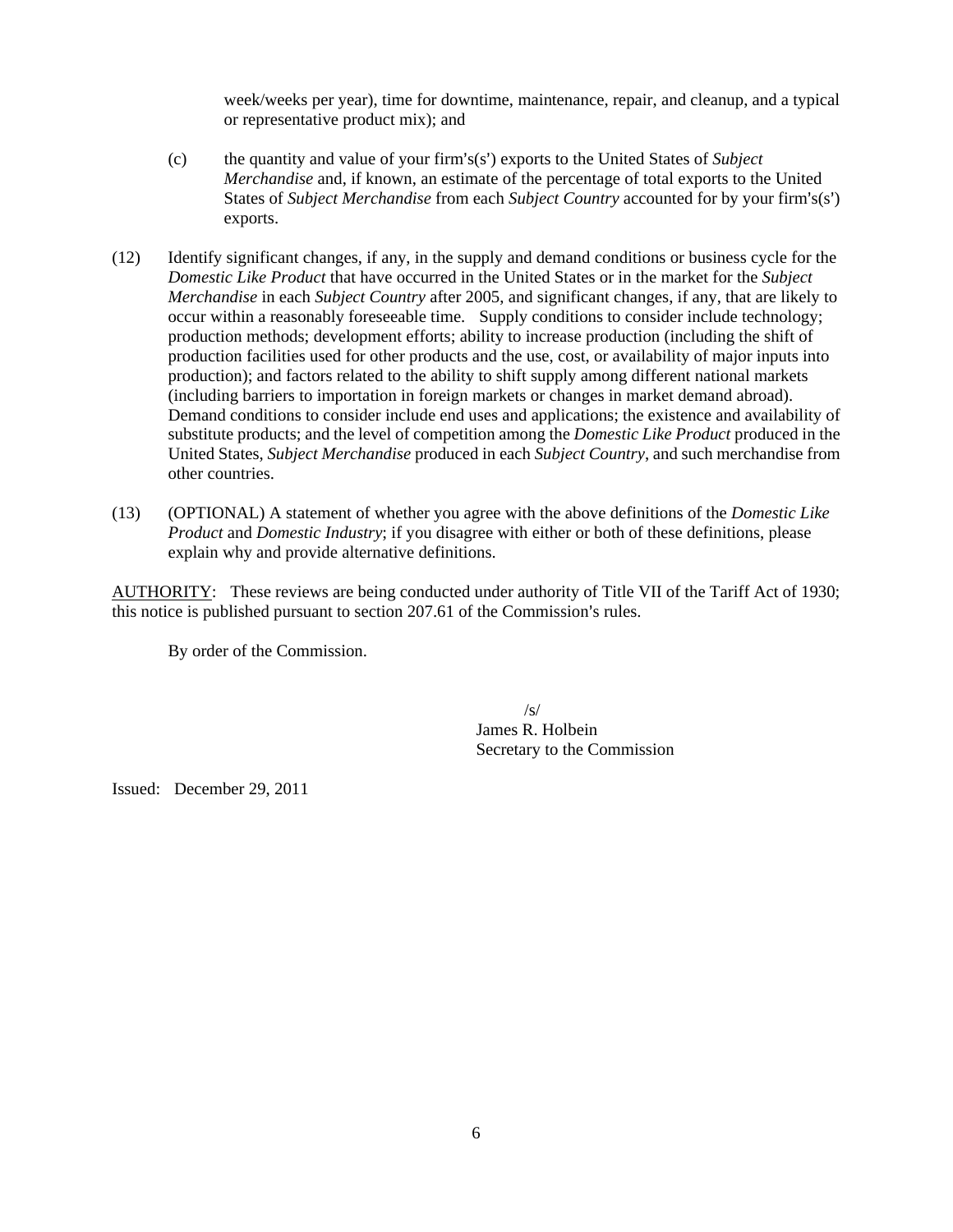week/weeks per year), time for downtime, maintenance, repair, and cleanup, and a typical or representative product mix); and

(c) the quantity and value of your firm's(s') exports to the United States of *Subject Merchandise* and, if known, an estimate of the percentage of total exports to the United States of *Subject Merchandise* from each *Subject Country* accounted for by your firm's(s') exports.

(12) Identify significant changes, if any, in the supply and demand conditions or business cycle for the *Domestic Like Product* that have occurred in the United States or in the market for the *Subject Merchandise* in each *Subject Country* after 2005, and significant changes, if any, that are likely to occur within a reasonably foreseeable time. Supply conditions to consider include technology; production methods; development efforts; ability to increase production (including the shift of production facilities used for other products and the use, cost, or availability of major inputs into production); and factors related to the ability to shift supply among different national markets (including barriers to importation in foreign markets or changes in market demand abroad). Demand conditions to consider include end uses and applications; the existence and availability of substitute products; and the level of competition among the *Domestic Like Product* produced in the United States, *Subject Merchandise* produced in each *Subject Country*, and such merchandise from other countries.

(13) (OPTIONAL) A statement of whether you agree with the above definitions of the *Domestic Like Product* and *Domestic Industry*; if you disagree with either or both of these definitions, please explain why and provide alternative definitions.

AUTHORITY: These reviews are being conducted under authority of Title VII of the Tariff Act of 1930; this notice is published pursuant to section 207.61 of the Commission's rules.

By order of the Commission.

/s/
James R. Holbein
Secretary to the Commission

Issued: December 29, 2011